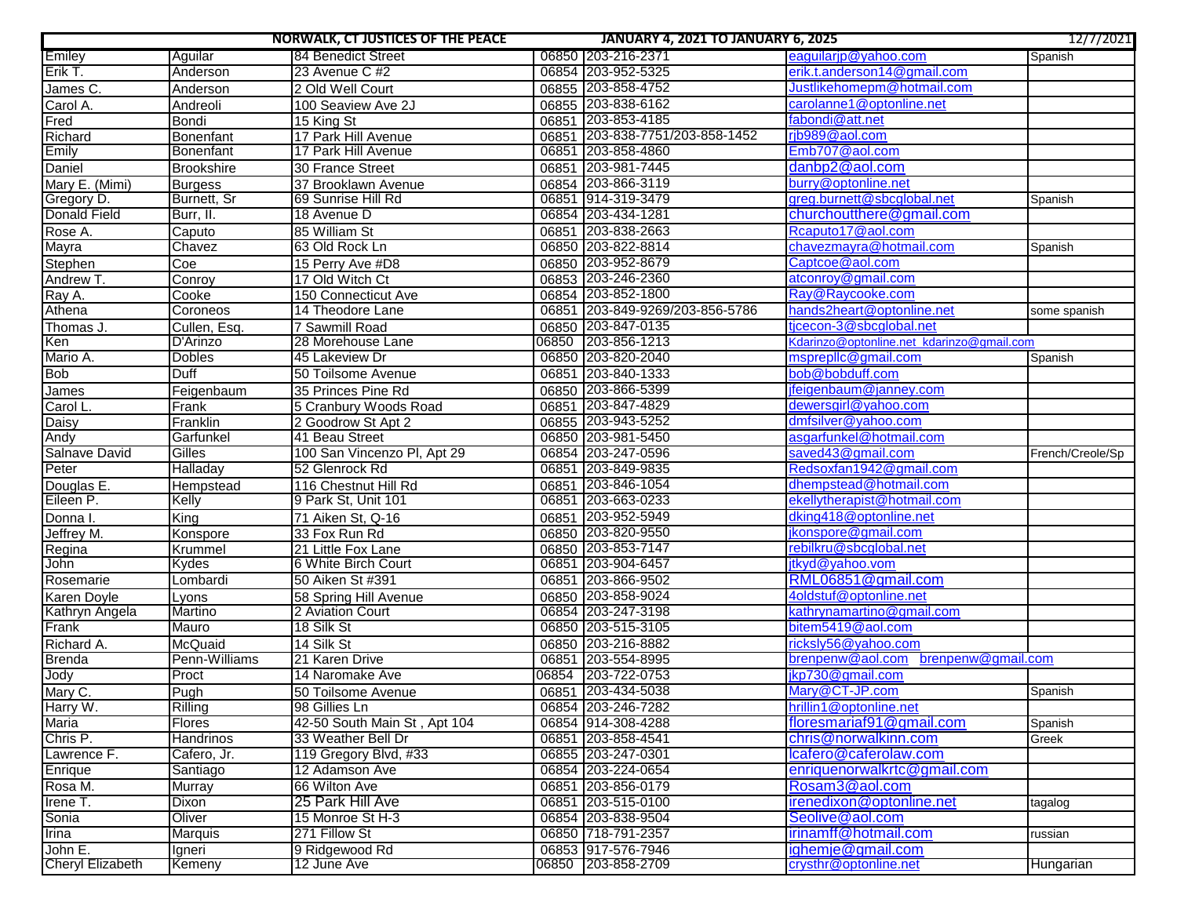| NORWALK, CT JUSTICES OF THE PEACE | | | | JANUARY 4, 2021 TO JANUARY 6, 2025 | | 12/7/2021 |
|---|---|---|---|---|---|---|
| Emiley | Aguilar | 84 Benedict Street | 06850 | 203-216-2371 | eaguilarjp@yahoo.com | Spanish |
| Erik T. | Anderson | 23 Avenue C #2 | 06854 | 203-952-5325 | erik.t.anderson14@gmail.com | |
| James C. | Anderson | 2 Old Well Court | 06855 | 203-858-4752 | Justlikehomepm@hotmail.com | |
| Carol A. | Andreoli | 100 Seaview Ave 2J | 06855 | 203-838-6162 | carolanne1@optonline.net | |
| Fred | Bondi | 15 King St | 06851 | 203-853-4185 | fabondi@att.net | |
| Richard | Bonenfant | 17 Park Hill Avenue | 06851 | 203-838-7751/203-858-1452 | rjb989@aol.com | |
| Emily | Bonenfant | 17 Park Hill Avenue | 06851 | 203-858-4860 | Emb707@aol.com | |
| Daniel | Brookshire | 30 France Street | 06851 | 203-981-7445 | danbp2@aol.com | |
| Mary E. (Mimi) | Burgess | 37 Brooklawn Avenue | 06854 | 203-866-3119 | burry@optonline.net | |
| Gregory D. | Burnett, Sr | 69 Sunrise Hill Rd | 06851 | 914-319-3479 | greg.burnett@sbcglobal.net | Spanish |
| Donald Field | Burr, II. | 18 Avenue D | 06854 | 203-434-1281 | churchoutthere@gmail.com | |
| Rose A. | Caputo | 85 William St | 06851 | 203-838-2663 | Rcaputo17@aol.com | |
| Mayra | Chavez | 63 Old Rock Ln | 06850 | 203-822-8814 | chavezmayra@hotmail.com | Spanish |
| Stephen | Coe | 15 Perry Ave #D8 | 06850 | 203-952-8679 | Captcoe@aol.com | |
| Andrew T. | Conroy | 17 Old Witch Ct | 06853 | 203-246-2360 | atconroy@gmail.com | |
| Ray A. | Cooke | 150 Connecticut Ave | 06854 | 203-852-1800 | Ray@Raycooke.com | |
| Athena | Coroneos | 14 Theodore Lane | 06851 | 203-849-9269/203-856-5786 | hands2heart@optonline.net | some spanish |
| Thomas J. | Cullen, Esq. | 7 Sawmill Road | 06850 | 203-847-0135 | tjcecon-3@sbcglobal.net | |
| Ken | D'Arinzo | 28 Morehouse Lane | 06850 | 203-856-1213 | Kdarinzo@optonline.net kdarinzo@gmail.com | |
| Mario A. | Dobles | 45 Lakeview Dr | 06850 | 203-820-2040 | msprepllc@gmail.com | Spanish |
| Bob | Duff | 50 Toilsome Avenue | 06851 | 203-840-1333 | bob@bobduff.com | |
| James | Feigenbaum | 35 Princes Pine Rd | 06850 | 203-866-5399 | jfeigenbaum@janney.com | |
| Carol L. | Frank | 5 Cranbury Woods Road | 06851 | 203-847-4829 | dewersgirl@yahoo.com | |
| Daisy | Franklin | 2 Goodrow St Apt 2 | 06855 | 203-943-5252 | dmfsilver@yahoo.com | |
| Andy | Garfunkel | 41 Beau Street | 06850 | 203-981-5450 | asgarfunkel@hotmail.com | |
| Salnave David | Gilles | 100 San Vincenzo Pl, Apt 29 | 06854 | 203-247-0596 | saved43@gmail.com | French/Creole/Sp |
| Peter | Halladay | 52 Glenrock Rd | 06851 | 203-849-9835 | Redsoxfan1942@gmail.com | |
| Douglas E. | Hempstead | 116 Chestnut Hill Rd | 06851 | 203-846-1054 | dhempstead@hotmail.com | |
| Eileen P. | Kelly | 9 Park St, Unit 101 | 06851 | 203-663-0233 | ekellytherapist@hotmail.com | |
| Donna I. | King | 71 Aiken St, Q-16 | 06851 | 203-952-5949 | dking418@optonline.net | |
| Jeffrey M. | Konspore | 33 Fox Run Rd | 06850 | 203-820-9550 | jkonspore@gmail.com | |
| Regina | Krummel | 21 Little Fox Lane | 06850 | 203-853-7147 | rebilkru@sbcglobal.net | |
| John | Kydes | 6 White Birch Court | 06851 | 203-904-6457 | jtkyd@yahoo.vom | |
| Rosemarie | Lombardi | 50 Aiken St #391 | 06851 | 203-866-9502 | RML06851@gmail.com | |
| Karen Doyle | Lyons | 58 Spring Hill Avenue | 06850 | 203-858-9024 | 4oldstuf@optonline.net | |
| Kathryn Angela | Martino | 2 Aviation Court | 06854 | 203-247-3198 | kathrynamartino@gmail.com | |
| Frank | Mauro | 18 Silk St | 06850 | 203-515-3105 | bitem5419@aol.com | |
| Richard A. | McQuaid | 14 Silk St | 06850 | 203-216-8882 | ricksly56@yahoo.com | |
| Brenda | Penn-Williams | 21 Karen Drive | 06851 | 203-554-8995 | brenpenw@aol.com brenpenw@gmail.com | |
| Jody | Proct | 14 Naromake Ave | 06854 | 203-722-0753 | jkp730@gmail.com | |
| Mary C. | Pugh | 50 Toilsome Avenue | 06851 | 203-434-5038 | Mary@CT-JP.com | Spanish |
| Harry W. | Rilling | 98 Gillies Ln | 06854 | 203-246-7282 | hrillin1@optonline.net | |
| Maria | Flores | 42-50 South Main St , Apt 104 | 06854 | 914-308-4288 | floresmariaf91@gmail.com | Spanish |
| Chris P. | Handrinos | 33 Weather Bell Dr | 06851 | 203-858-4541 | chris@norwalkinn.com | Greek |
| Lawrence F. | Cafero, Jr. | 119 Gregory Blvd, #33 | 06855 | 203-247-0301 | lcafero@caferolaw.com | |
| Enrique | Santiago | 12 Adamson Ave | 06854 | 203-224-0654 | enriquenorwalkrtc@gmail.com | |
| Rosa M. | Murray | 66 Wilton Ave | 06851 | 203-856-0179 | Rosam3@aol.com | |
| Irene T. | Dixon | 25 Park Hill Ave | 06851 | 203-515-0100 | irenedixon@optonline.net | tagalog |
| Sonia | Oliver | 15 Monroe St H-3 | 06854 | 203-838-9504 | Seolive@aol.com | |
| Irina | Marquis | 271 Fillow St | 06850 | 718-791-2357 | irinamff@hotmail.com | russian |
| John E. | Igneri | 9 Ridgewood Rd | 06853 | 917-576-7946 | ighemje@gmail.com | |
| Cheryl Elizabeth | Kemeny | 12 June Ave | 06850 | 203-858-2709 | crysthr@optonline.net | Hungarian |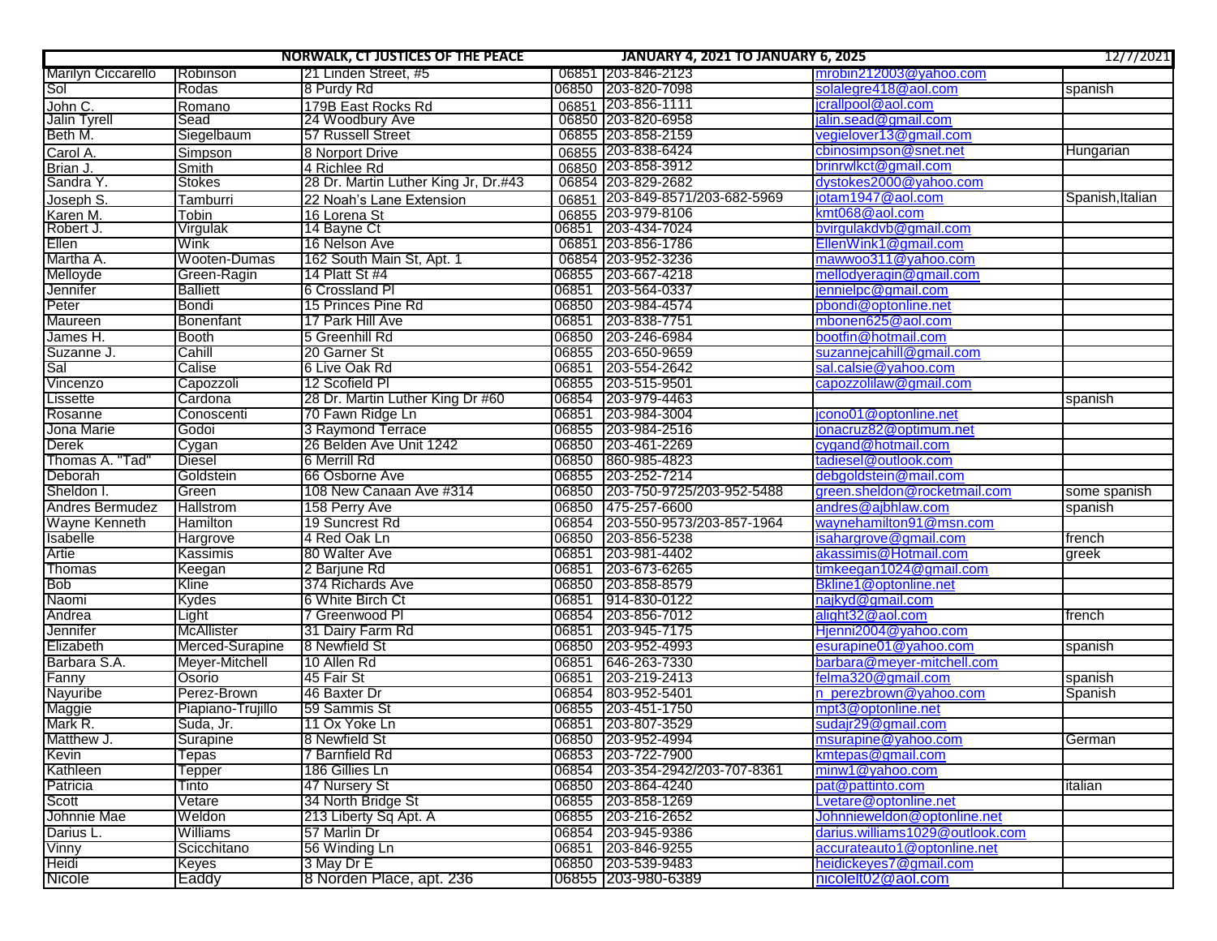| NORWALK, CT JUSTICES OF THE PEACE | | JANUARY 4, 2021 TO JANUARY 6, 2025 | | | | 12/7/2021 |
|---|---|---|---|---|---|---|
| Marilyn Ciccarello | Robinson | 21 Linden Street, #5 | 06851 | 203-846-2123 | mrobin212003@yahoo.com | |
| Sol | Rodas | 8 Purdy Rd | 06850 | 203-820-7098 | solalegre418@aol.com | spanish |
| John C. | Romano | 179B East Rocks Rd | 06851 | 203-856-1111 | jcrallpool@aol.com | |
| Jalin Tyrell | Sead | 24 Woodbury Ave | 06850 | 203-820-6958 | jalin.sead@gmail.com | |
| Beth M. | Siegelbaum | 57 Russell Street | 06855 | 203-858-2159 | vegielover13@gmail.com | |
| Carol A. | Simpson | 8 Norport Drive | 06855 | 203-838-6424 | cbinosimpson@snet.net | Hungarian |
| Brian J. | Smith | 4 Richlee Rd | 06850 | 203-858-3912 | brinrwlkct@gmail.com | |
| Sandra Y. | Stokes | 28 Dr. Martin Luther King Jr, Dr.#43 | 06854 | 203-829-2682 | dystokes2000@yahoo.com | |
| Joseph S. | Tamburri | 22 Noah's Lane Extension | 06851 | 203-849-8571/203-682-5969 | jotam1947@aol.com | Spanish,Italian |
| Karen M. | Tobin | 16 Lorena St | 06855 | 203-979-8106 | kmt068@aol.com | |
| Robert J. | Virgulak | 14 Bayne Ct | 06851 | 203-434-7024 | bvirgulakdvb@gmail.com | |
| Ellen | Wink | 16 Nelson Ave | 06851 | 203-856-1786 | EllenWink1@gmail.com | |
| Martha A. | Wooten-Dumas | 162 South Main St, Apt. 1 | 06854 | 203-952-3236 | mawwoo311@yahoo.com | |
| Melloyde | Green-Ragin | 14 Platt St #4 | 06855 | 203-667-4218 | mellodyeragin@gmail.com | |
| Jennifer | Balliett | 6 Crossland Pl | 06851 | 203-564-0337 | jennielpc@gmail.com | |
| Peter | Bondi | 15 Princes Pine Rd | 06850 | 203-984-4574 | pbondi@optonline.net | |
| Maureen | Bonenfant | 17 Park Hill Ave | 06851 | 203-838-7751 | mbonen625@aol.com | |
| James H. | Booth | 5 Greenhill Rd | 06850 | 203-246-6984 | bootfin@hotmail.com | |
| Suzanne J. | Cahill | 20 Garner St | 06855 | 203-650-9659 | suzannejcahill@gmail.com | |
| Sal | Calise | 6 Live Oak Rd | 06851 | 203-554-2642 | sal.calsie@yahoo.com | |
| Vincenzo | Capozzoli | 12 Scofield Pl | 06855 | 203-515-9501 | capozzolilaw@gmail.com | |
| Lissette | Cardona | 28 Dr. Martin Luther King Dr #60 | 06854 | 203-979-4463 | | spanish |
| Rosanne | Conoscenti | 70 Fawn Ridge Ln | 06851 | 203-984-3004 | jcono01@optonline.net | |
| Jona Marie | Godoi | 3 Raymond Terrace | 06855 | 203-984-2516 | jonacruz82@optimum.net | |
| Derek | Cygan | 26 Belden Ave Unit 1242 | 06850 | 203-461-2269 | cygand@hotmail.com | |
| Thomas A. "Tad" | Diesel | 6 Merrill Rd | 06850 | 860-985-4823 | tadiesel@outlook.com | |
| Deborah | Goldstein | 66 Osborne Ave | 06855 | 203-252-7214 | debgoldstein@mail.com | |
| Sheldon I. | Green | 108 New Canaan Ave #314 | 06850 | 203-750-9725/203-952-5488 | green.sheldon@rocketmail.com | some spanish |
| Andres Bermudez | Hallstrom | 158 Perry Ave | 06850 | 475-257-6600 | andres@ajbhlaw.com | spanish |
| Wayne Kenneth | Hamilton | 19 Suncrest Rd | 06854 | 203-550-9573/203-857-1964 | waynehamilton91@msn.com | |
| Isabelle | Hargrove | 4 Red Oak Ln | 06850 | 203-856-5238 | isahargrove@gmail.com | french |
| Artie | Kassimis | 80 Walter Ave | 06851 | 203-981-4402 | akassimis@Hotmail.com | greek |
| Thomas | Keegan | 2 Barjune Rd | 06851 | 203-673-6265 | timkeegan1024@gmail.com | |
| Bob | Kline | 374 Richards Ave | 06850 | 203-858-8579 | Bkline1@optonline.net | |
| Naomi | Kydes | 6 White Birch Ct | 06851 | 914-830-0122 | najkyd@gmail.com | |
| Andrea | Light | 7 Greenwood Pl | 06854 | 203-856-7012 | alight32@aol.com | french |
| Jennifer | McAllister | 31 Dairy Farm Rd | 06851 | 203-945-7175 | Hjenni2004@yahoo.com | |
| Elizabeth | Merced-Surapine | 8 Newfield St | 06850 | 203-952-4993 | esurapine01@yahoo.com | spanish |
| Barbara S.A. | Meyer-Mitchell | 10 Allen Rd | 06851 | 646-263-7330 | barbara@meyer-mitchell.com | |
| Fanny | Osorio | 45 Fair St | 06851 | 203-219-2413 | felma320@gmail.com | spanish |
| Nayuribe | Perez-Brown | 46 Baxter Dr | 06854 | 803-952-5401 | n_perezbrown@yahoo.com | Spanish |
| Maggie | Piapiano-Trujillo | 59 Sammis St | 06855 | 203-451-1750 | mpt3@optonline.net | |
| Mark R. | Suda, Jr. | 11 Ox Yoke Ln | 06851 | 203-807-3529 | sudajr29@gmail.com | |
| Matthew J. | Surapine | 8 Newfield St | 06850 | 203-952-4994 | msurapine@yahoo.com | German |
| Kevin | Tepas | 7 Barnfield Rd | 06853 | 203-722-7900 | kmtepas@gmail.com | |
| Kathleen | Tepper | 186 Gillies Ln | 06854 | 203-354-2942/203-707-8361 | minw1@yahoo.com | |
| Patricia | Tinto | 47 Nursery St | 06850 | 203-864-4240 | pat@pattinto.com | italian |
| Scott | Vetare | 34 North Bridge St | 06855 | 203-858-1269 | Lvetare@optonline.net | |
| Johnnie Mae | Weldon | 213 Liberty Sq Apt. A | 06855 | 203-216-2652 | Johnnieweldon@optonline.net | |
| Darius L. | Williams | 57 Marlin Dr | 06854 | 203-945-9386 | darius.williams1029@outlook.com | |
| Vinny | Scicchitano | 56 Winding Ln | 06851 | 203-846-9255 | accurateauto1@optonline.net | |
| Heidi | Keyes | 3 May Dr E | 06850 | 203-539-9483 | heidickeyes7@gmail.com | |
| Nicole | Eaddy | 8 Norden Place, apt. 236 | 06855 | 203-980-6389 | nicolelt02@aol.com | |